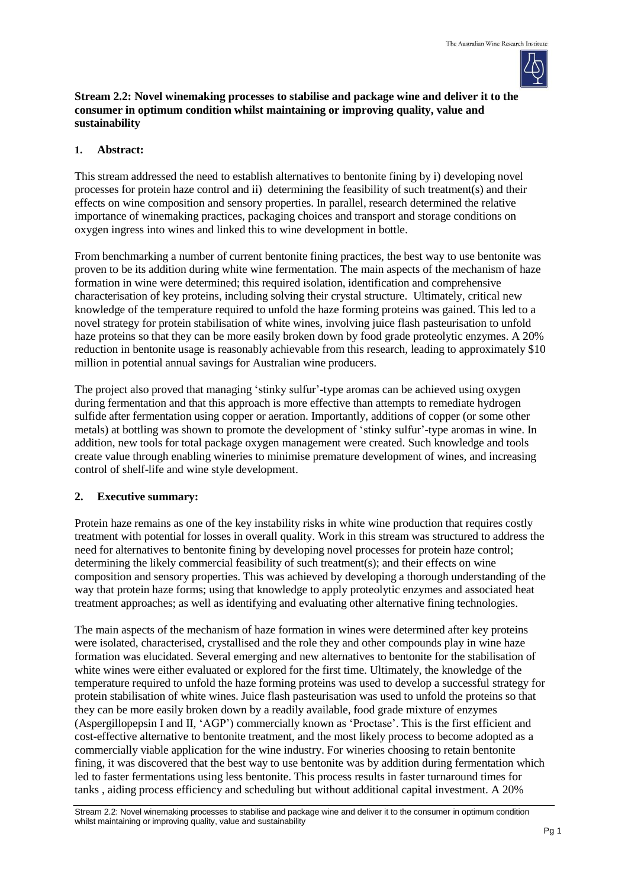**Stream 2.2: Novel winemaking processes to stabilise and package wine and deliver it to the consumer in optimum condition whilst maintaining or improving quality, value and sustainability**

## 1. Abstract:

This stream addressed the need to establish alternatives to bentonite fining by i) developing novel processes for protein haze control and ii) determining the feasibility of such treatment(s) and their effects on wine composition and sensory properties. In parallel, research determined the relative importance of winemaking practices, packaging choices and transport and storage conditions on oxygen ingress into wines and linked this to wine development in bottle.

From benchmarking a number of current bentonite fining practices, the best way to use bentonite was proven to be its addition during white wine fermentation. The main aspects of the mechanism of haze formation in wine were determined; this required isolation, identification and comprehensive characterisation of key proteins, including solving their crystal structure. Ultimately, critical new knowledge of the temperature required to unfold the haze forming proteins was gained. This led to a novel strategy for protein stabilisation of white wines, involving juice flash pasteurisation to unfold haze proteins so that they can be more easily broken down by food grade proteolytic enzymes. A 20% reduction in bentonite usage is reasonably achievable from this research, leading to approximately $10 million in potential annual savings for Australian wine producers.

The project also proved that managing 'stinky sulfur'-type aromas can be achieved using oxygen during fermentation and that this approach is more effective than attempts to remediate hydrogen sulfide after fermentation using copper or aeration. Importantly, additions of copper (or some other metals) at bottling was shown to promote the development of 'stinky sulfur'-type aromas in wine. In addition, new tools for total package oxygen management were created. Such knowledge and tools create value through enabling wineries to minimise premature development of wines, and increasing control of shelf-life and wine style development.

## 2. Executive summary:

Protein haze remains as one of the key instability risks in white wine production that requires costly treatment with potential for losses in overall quality. Work in this stream was structured to address the need for alternatives to bentonite fining by developing novel processes for protein haze control; determining the likely commercial feasibility of such treatment(s); and their effects on wine composition and sensory properties. This was achieved by developing a thorough understanding of the way that protein haze forms; using that knowledge to apply proteolytic enzymes and associated heat treatment approaches; as well as identifying and evaluating other alternative fining technologies.

The main aspects of the mechanism of haze formation in wines were determined after key proteins were isolated, characterised, crystallised and the role they and other compounds play in wine haze formation was elucidated. Several emerging and new alternatives to bentonite for the stabilisation of white wines were either evaluated or explored for the first time. Ultimately, the knowledge of the temperature required to unfold the haze forming proteins was used to develop a successful strategy for protein stabilisation of white wines. Juice flash pasteurisation was used to unfold the proteins so that they can be more easily broken down by a readily available, food grade mixture of enzymes (Aspergillopepsin I and II, 'AGP') commercially known as 'Proctase'. This is the first efficient and cost-effective alternative to bentonite treatment, and the most likely process to become adopted as a commercially viable application for the wine industry. For wineries choosing to retain bentonite fining, it was discovered that the best way to use bentonite was by addition during fermentation which led to faster fermentations using less bentonite. This process results in faster turnaround times for tanks , aiding process efficiency and scheduling but without additional capital investment. A 20%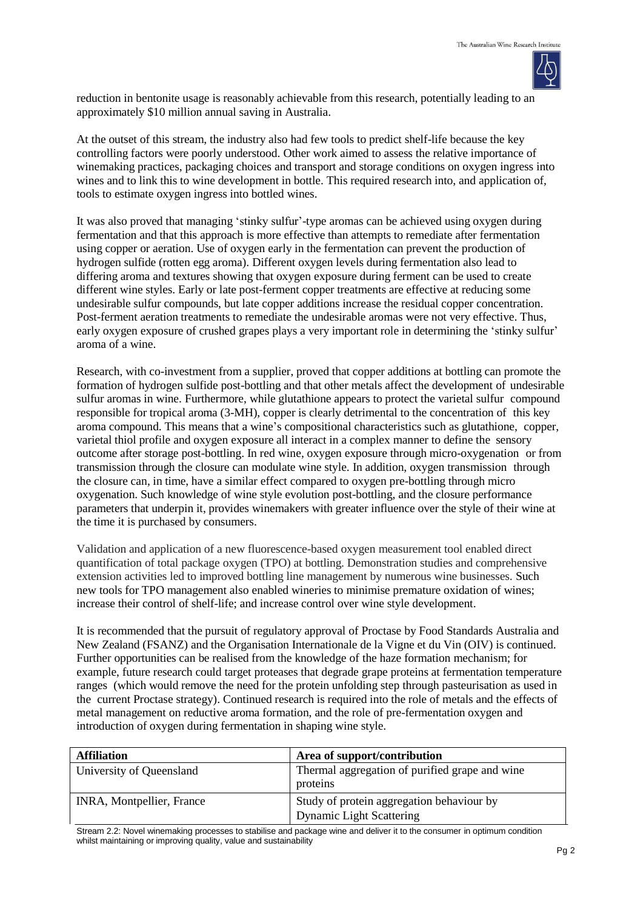reduction in bentonite usage is reasonably achievable from this research, potentially leading to an approximately $10 million annual saving in Australia.

At the outset of this stream, the industry also had few tools to predict shelf-life because the key controlling factors were poorly understood. Other work aimed to assess the relative importance of winemaking practices, packaging choices and transport and storage conditions on oxygen ingress into wines and to link this to wine development in bottle. This required research into, and application of, tools to estimate oxygen ingress into bottled wines.

It was also proved that managing 'stinky sulfur'-type aromas can be achieved using oxygen during fermentation and that this approach is more effective than attempts to remediate after fermentation using copper or aeration. Use of oxygen early in the fermentation can prevent the production of hydrogen sulfide (rotten egg aroma). Different oxygen levels during fermentation also lead to differing aroma and textures showing that oxygen exposure during ferment can be used to create different wine styles. Early or late post-ferment copper treatments are effective at reducing some undesirable sulfur compounds, but late copper additions increase the residual copper concentration. Post-ferment aeration treatments to remediate the undesirable aromas were not very effective. Thus, early oxygen exposure of crushed grapes plays a very important role in determining the 'stinky sulfur' aroma of a wine.

Research, with co-investment from a supplier, proved that copper additions at bottling can promote the formation of hydrogen sulfide post-bottling and that other metals affect the development of undesirable sulfur aromas in wine. Furthermore, while glutathione appears to protect the varietal sulfur compound responsible for tropical aroma (3-MH), copper is clearly detrimental to the concentration of this key aroma compound. This means that a wine's compositional characteristics such as glutathione, copper, varietal thiol profile and oxygen exposure all interact in a complex manner to define the sensory outcome after storage post-bottling. In red wine, oxygen exposure through micro-oxygenation or from transmission through the closure can modulate wine style. In addition, oxygen transmission through the closure can, in time, have a similar effect compared to oxygen pre-bottling through micro oxygenation. Such knowledge of wine style evolution post-bottling, and the closure performance parameters that underpin it, provides winemakers with greater influence over the style of their wine at the time it is purchased by consumers.

Validation and application of a new fluorescence-based oxygen measurement tool enabled direct quantification of total package oxygen (TPO) at bottling. Demonstration studies and comprehensive extension activities led to improved bottling line management by numerous wine businesses. Such new tools for TPO management also enabled wineries to minimise premature oxidation of wines; increase their control of shelf-life; and increase control over wine style development.

It is recommended that the pursuit of regulatory approval of Proctase by Food Standards Australia and New Zealand (FSANZ) and the Organisation Internationale de la Vigne et du Vin (OIV) is continued. Further opportunities can be realised from the knowledge of the haze formation mechanism; for example, future research could target proteases that degrade grape proteins at fermentation temperature ranges (which would remove the need for the protein unfolding step through pasteurisation as used in the current Proctase strategy). Continued research is required into the role of metals and the effects of metal management on reductive aroma formation, and the role of pre-fermentation oxygen and introduction of oxygen during fermentation in shaping wine style.

| Affiliation | Area of support/contribution |
|---|---|
| University of Queensland | Thermal aggregation of purified grape and wine proteins |
| INRA, Montpellier, France | Study of protein aggregation behaviour by Dynamic Light Scattering |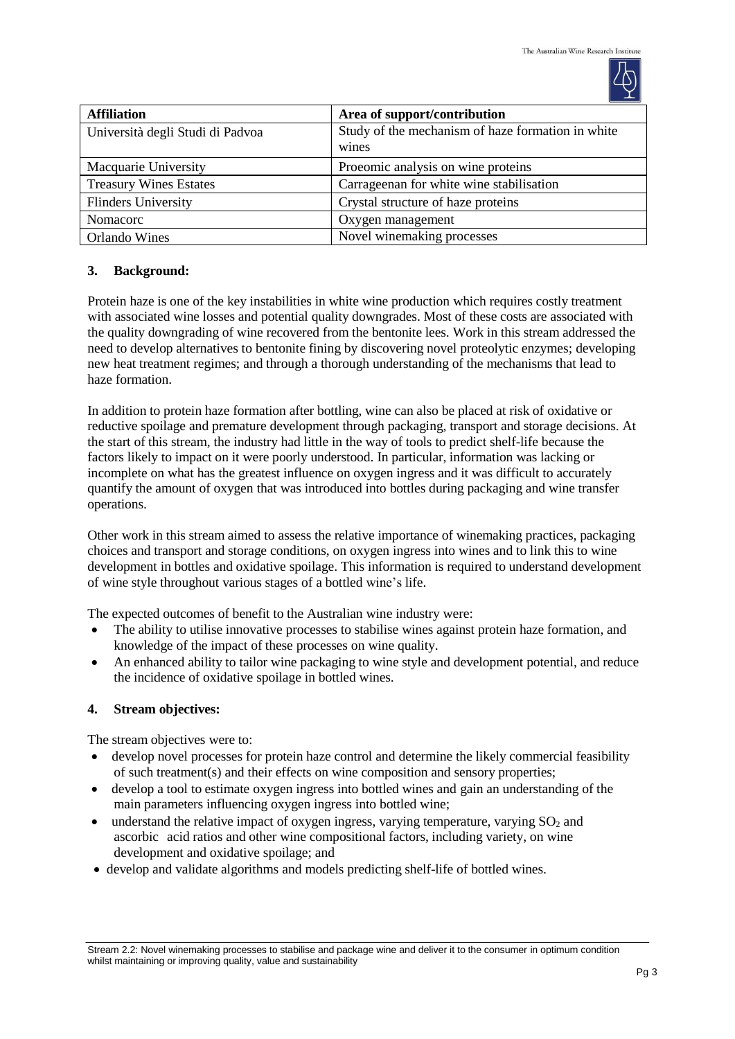| Affiliation | Area of support/contribution |
|---|---|
| Università degli Studi di Padvoa | Study of the mechanism of haze formation in white wines |
| Macquarie University | Proeomic analysis on wine proteins |
| Treasury Wines Estates | Carrageenan for white wine stabilisation |
| Flinders University | Crystal structure of haze proteins |
| Nomacorc | Oxygen management |
| Orlando Wines | Novel winemaking processes |

## 3. Background:

Protein haze is one of the key instabilities in white wine production which requires costly treatment with associated wine losses and potential quality downgrades. Most of these costs are associated with the quality downgrading of wine recovered from the bentonite lees. Work in this stream addressed the need to develop alternatives to bentonite fining by discovering novel proteolytic enzymes; developing new heat treatment regimes; and through a thorough understanding of the mechanisms that lead to haze formation.

In addition to protein haze formation after bottling, wine can also be placed at risk of oxidative or reductive spoilage and premature development through packaging, transport and storage decisions. At the start of this stream, the industry had little in the way of tools to predict shelf-life because the factors likely to impact on it were poorly understood. In particular, information was lacking or incomplete on what has the greatest influence on oxygen ingress and it was difficult to accurately quantify the amount of oxygen that was introduced into bottles during packaging and wine transfer operations.

Other work in this stream aimed to assess the relative importance of winemaking practices, packaging choices and transport and storage conditions, on oxygen ingress into wines and to link this to wine development in bottles and oxidative spoilage. This information is required to understand development of wine style throughout various stages of a bottled wine's life.

The expected outcomes of benefit to the Australian wine industry were:

- The ability to utilise innovative processes to stabilise wines against protein haze formation, and knowledge of the impact of these processes on wine quality.
- An enhanced ability to tailor wine packaging to wine style and development potential, and reduce the incidence of oxidative spoilage in bottled wines.

## 4. Stream objectives:

The stream objectives were to:

- develop novel processes for protein haze control and determine the likely commercial feasibility of such treatment(s) and their effects on wine composition and sensory properties;
- develop a tool to estimate oxygen ingress into bottled wines and gain an understanding of the main parameters influencing oxygen ingress into bottled wine;
- understand the relative impact of oxygen ingress, varying temperature, varying $SO_2$ and ascorbic acid ratios and other wine compositional factors, including variety, on wine development and oxidative spoilage; and
- develop and validate algorithms and models predicting shelf-life of bottled wines.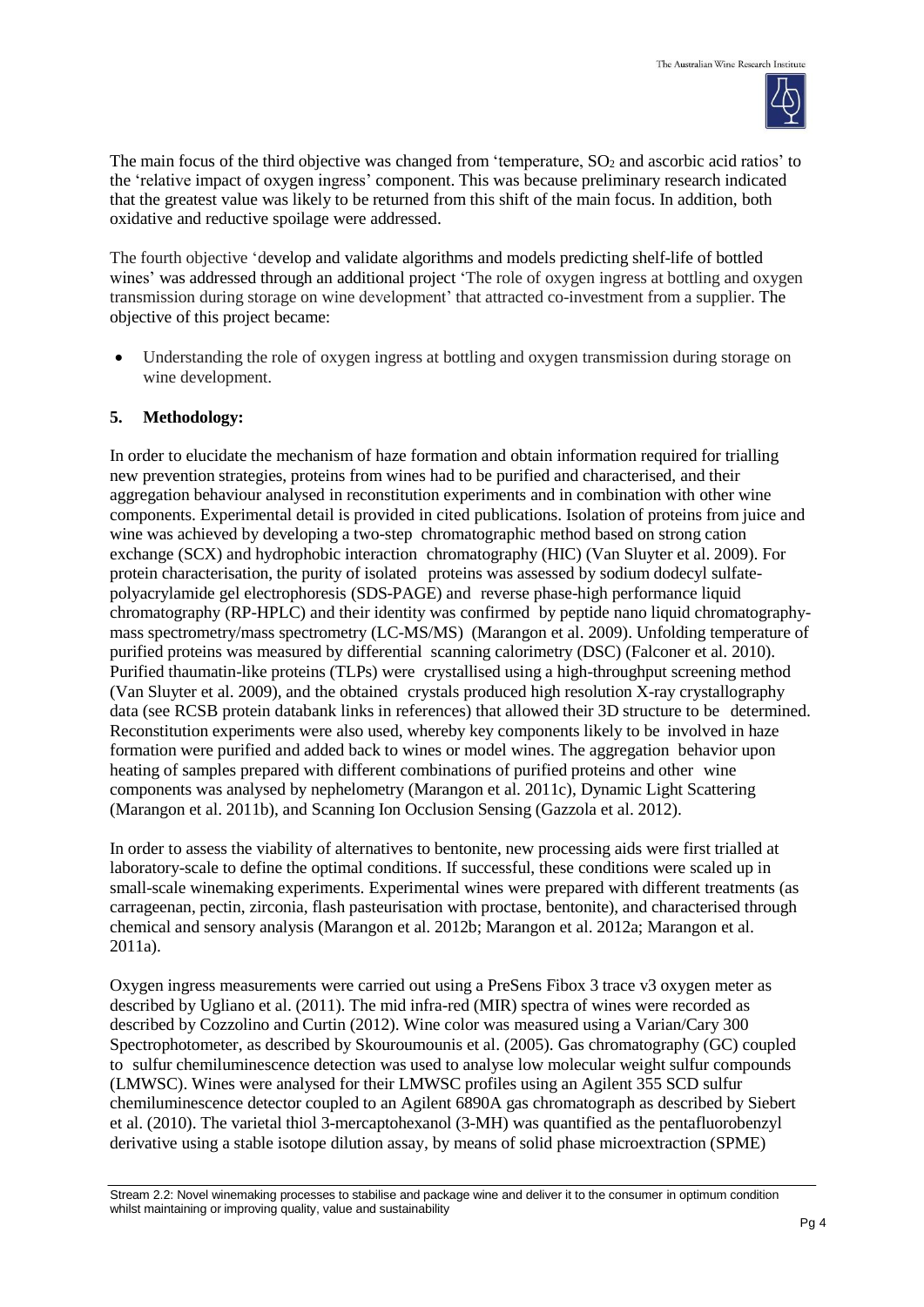The main focus of the third objective was changed from 'temperature, $SO_2$ and ascorbic acid ratios' to the 'relative impact of oxygen ingress' component. This was because preliminary research indicated that the greatest value was likely to be returned from this shift of the main focus. In addition, both oxidative and reductive spoilage were addressed.

The fourth objective 'develop and validate algorithms and models predicting shelf-life of bottled wines' was addressed through an additional project 'The role of oxygen ingress at bottling and oxygen transmission during storage on wine development' that attracted co-investment from a supplier. The objective of this project became:

- Understanding the role of oxygen ingress at bottling and oxygen transmission during storage on wine development.

## 5. Methodology:

In order to elucidate the mechanism of haze formation and obtain information required for trialling new prevention strategies, proteins from wines had to be purified and characterised, and their aggregation behaviour analysed in reconstitution experiments and in combination with other wine components. Experimental detail is provided in cited publications. Isolation of proteins from juice and wine was achieved by developing a two-step chromatographic method based on strong cation exchange (SCX) and hydrophobic interaction chromatography (HIC) (Van Sluyter et al. 2009). For protein characterisation, the purity of isolated proteins was assessed by sodium dodecyl sulfate-polyacrylamide gel electrophoresis (SDS-PAGE) and reverse phase-high performance liquid chromatography (RP-HPLC) and their identity was confirmed by peptide nano liquid chromatography-mass spectrometry/mass spectrometry (LC-MS/MS) (Marangon et al. 2009). Unfolding temperature of purified proteins was measured by differential scanning calorimetry (DSC) (Falconer et al. 2010). Purified thaumatin-like proteins (TLPs) were crystallised using a high-throughput screening method (Van Sluyter et al. 2009), and the obtained crystals produced high resolution X-ray crystallography data (see RCSB protein databank links in references) that allowed their 3D structure to be determined. Reconstitution experiments were also used, whereby key components likely to be involved in haze formation were purified and added back to wines or model wines. The aggregation behavior upon heating of samples prepared with different combinations of purified proteins and other wine components was analysed by nephelometry (Marangon et al. 2011c), Dynamic Light Scattering (Marangon et al. 2011b), and Scanning Ion Occlusion Sensing (Gazzola et al. 2012).

In order to assess the viability of alternatives to bentonite, new processing aids were first trialled at laboratory-scale to define the optimal conditions. If successful, these conditions were scaled up in small-scale winemaking experiments. Experimental wines were prepared with different treatments (as carrageenan, pectin, zirconia, flash pasteurisation with proctase, bentonite), and characterised through chemical and sensory analysis (Marangon et al. 2012b; Marangon et al. 2012a; Marangon et al. 2011a).

Oxygen ingress measurements were carried out using a PreSens Fibox 3 trace v3 oxygen meter as described by Ugliano et al. (2011). The mid infra-red (MIR) spectra of wines were recorded as described by Cozzolino and Curtin (2012). Wine color was measured using a Varian/Cary 300 Spectrophotometer, as described by Skouroumounis et al. (2005). Gas chromatography (GC) coupled to sulfur chemiluminescence detection was used to analyse low molecular weight sulfur compounds (LMWSC). Wines were analysed for their LMWSC profiles using an Agilent 355 SCD sulfur chemiluminescence detector coupled to an Agilent 6890A gas chromatograph as described by Siebert et al. (2010). The varietal thiol 3-mercaptohexanol (3-MH) was quantified as the pentafluorobenzyl derivative using a stable isotope dilution assay, by means of solid phase microextraction (SPME)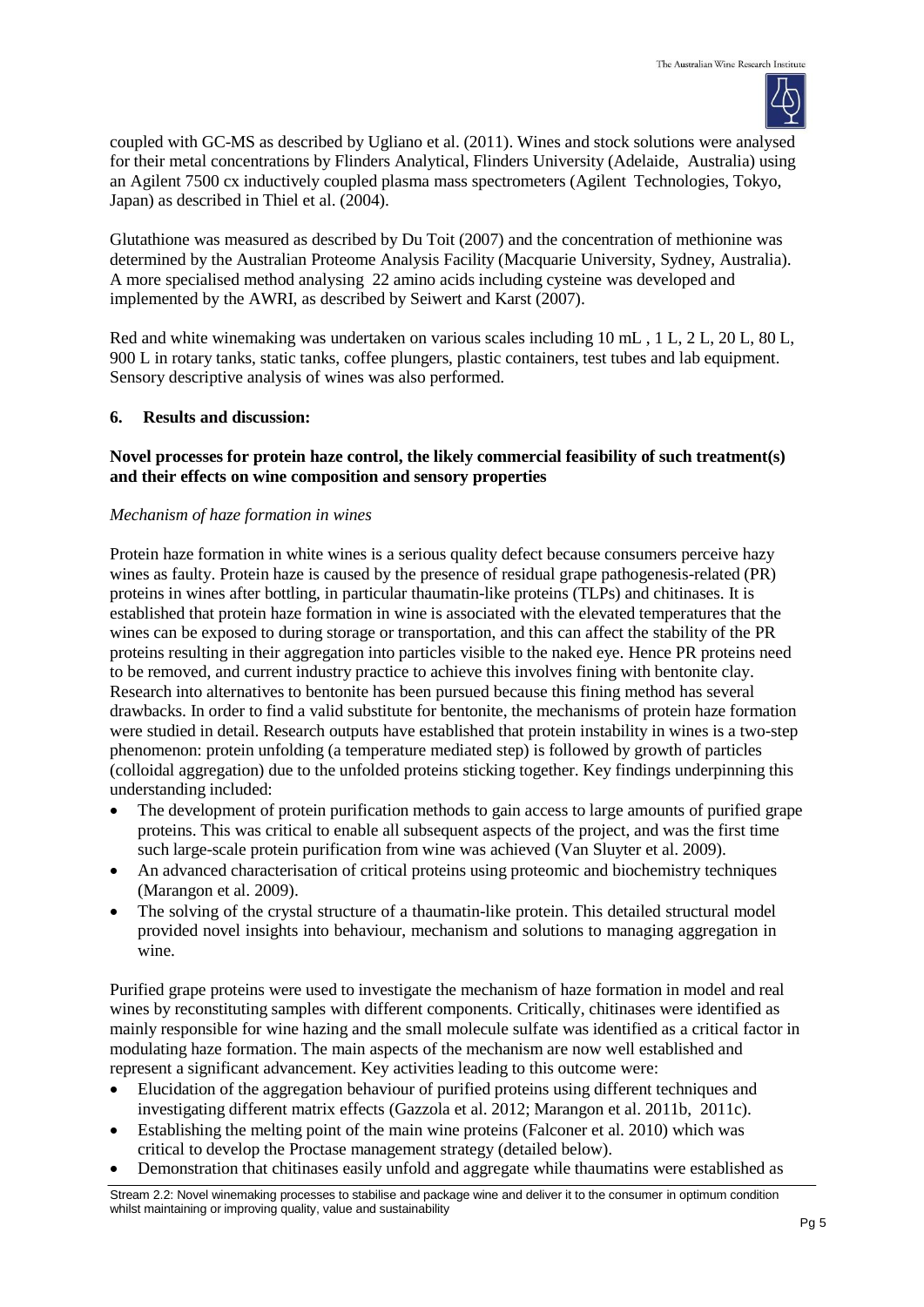coupled with GC-MS as described by Ugliano et al. (2011). Wines and stock solutions were analysed for their metal concentrations by Flinders Analytical, Flinders University (Adelaide, Australia) using an Agilent 7500 cx inductively coupled plasma mass spectrometers (Agilent Technologies, Tokyo, Japan) as described in Thiel et al. (2004).

Glutathione was measured as described by Du Toit (2007) and the concentration of methionine was determined by the Australian Proteome Analysis Facility (Macquarie University, Sydney, Australia). A more specialised method analysing 22 amino acids including cysteine was developed and implemented by the AWRI, as described by Seiwert and Karst (2007).

Red and white winemaking was undertaken on various scales including 10 mL , 1 L, 2 L, 20 L, 80 L, 900 L in rotary tanks, static tanks, coffee plungers, plastic containers, test tubes and lab equipment. Sensory descriptive analysis of wines was also performed.

## 6. Results and discussion:

### Novel processes for protein haze control, the likely commercial feasibility of such treatment(s) and their effects on wine composition and sensory properties

*Mechanism of haze formation in wines*

Protein haze formation in white wines is a serious quality defect because consumers perceive hazy wines as faulty. Protein haze is caused by the presence of residual grape pathogenesis-related (PR) proteins in wines after bottling, in particular thaumatin-like proteins (TLPs) and chitinases. It is established that protein haze formation in wine is associated with the elevated temperatures that the wines can be exposed to during storage or transportation, and this can affect the stability of the PR proteins resulting in their aggregation into particles visible to the naked eye. Hence PR proteins need to be removed, and current industry practice to achieve this involves fining with bentonite clay. Research into alternatives to bentonite has been pursued because this fining method has several drawbacks. In order to find a valid substitute for bentonite, the mechanisms of protein haze formation were studied in detail. Research outputs have established that protein instability in wines is a two-step phenomenon: protein unfolding (a temperature mediated step) is followed by growth of particles (colloidal aggregation) due to the unfolded proteins sticking together. Key findings underpinning this understanding included:

- The development of protein purification methods to gain access to large amounts of purified grape proteins. This was critical to enable all subsequent aspects of the project, and was the first time such large-scale protein purification from wine was achieved (Van Sluyter et al. 2009).
- An advanced characterisation of critical proteins using proteomic and biochemistry techniques (Marangon et al. 2009).
- The solving of the crystal structure of a thaumatin-like protein. This detailed structural model provided novel insights into behaviour, mechanism and solutions to managing aggregation in wine.

Purified grape proteins were used to investigate the mechanism of haze formation in model and real wines by reconstituting samples with different components. Critically, chitinases were identified as mainly responsible for wine hazing and the small molecule sulfate was identified as a critical factor in modulating haze formation. The main aspects of the mechanism are now well established and represent a significant advancement. Key activities leading to this outcome were:

- Elucidation of the aggregation behaviour of purified proteins using different techniques and investigating different matrix effects (Gazzola et al. 2012; Marangon et al. 2011b, 2011c).
- Establishing the melting point of the main wine proteins (Falconer et al. 2010) which was critical to develop the Proctase management strategy (detailed below).
- Demonstration that chitinases easily unfold and aggregate while thaumatins were established as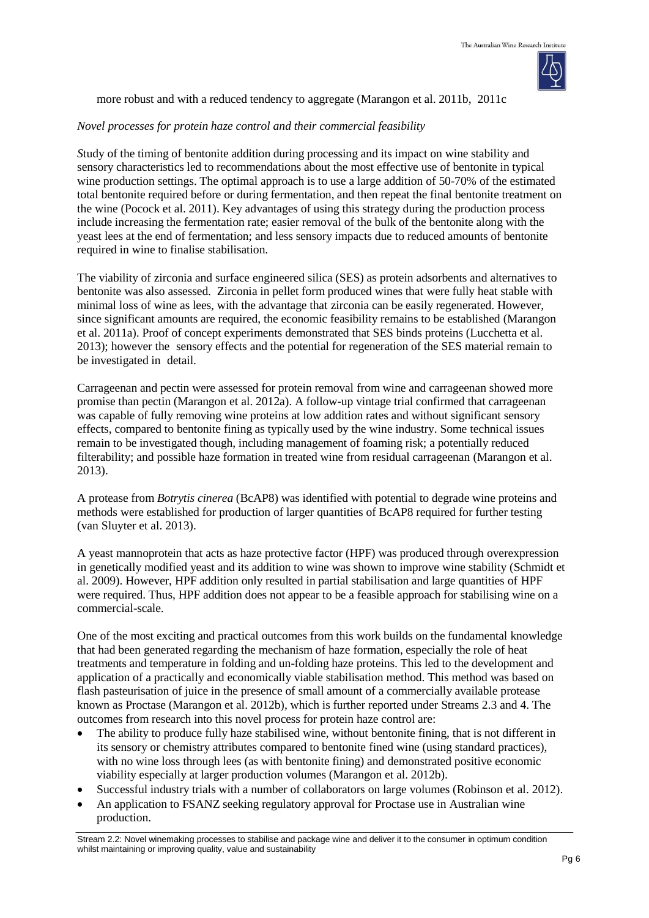more robust and with a reduced tendency to aggregate (Marangon et al. 2011b, 2011c

*Novel processes for protein haze control and their commercial feasibility*

*S*tudy of the timing of bentonite addition during processing and its impact on wine stability and sensory characteristics led to recommendations about the most effective use of bentonite in typical wine production settings. The optimal approach is to use a large addition of 50-70% of the estimated total bentonite required before or during fermentation, and then repeat the final bentonite treatment on the wine (Pocock et al. 2011). Key advantages of using this strategy during the production process include increasing the fermentation rate; easier removal of the bulk of the bentonite along with the yeast lees at the end of fermentation; and less sensory impacts due to reduced amounts of bentonite required in wine to finalise stabilisation.

The viability of zirconia and surface engineered silica (SES) as protein adsorbents and alternatives to bentonite was also assessed. Zirconia in pellet form produced wines that were fully heat stable with minimal loss of wine as lees, with the advantage that zirconia can be easily regenerated. However, since significant amounts are required, the economic feasibility remains to be established (Marangon et al. 2011a). Proof of concept experiments demonstrated that SES binds proteins (Lucchetta et al. 2013); however the sensory effects and the potential for regeneration of the SES material remain to be investigated in detail.

Carrageenan and pectin were assessed for protein removal from wine and carrageenan showed more promise than pectin (Marangon et al. 2012a). A follow-up vintage trial confirmed that carrageenan was capable of fully removing wine proteins at low addition rates and without significant sensory effects, compared to bentonite fining as typically used by the wine industry. Some technical issues remain to be investigated though, including management of foaming risk; a potentially reduced filterability; and possible haze formation in treated wine from residual carrageenan (Marangon et al. 2013).

A protease from *Botrytis cinerea* (BcAP8) was identified with potential to degrade wine proteins and methods were established for production of larger quantities of BcAP8 required for further testing (van Sluyter et al. 2013).

A yeast mannoprotein that acts as haze protective factor (HPF) was produced through overexpression in genetically modified yeast and its addition to wine was shown to improve wine stability (Schmidt et al. 2009). However, HPF addition only resulted in partial stabilisation and large quantities of HPF were required. Thus, HPF addition does not appear to be a feasible approach for stabilising wine on a commercial-scale.

One of the most exciting and practical outcomes from this work builds on the fundamental knowledge that had been generated regarding the mechanism of haze formation, especially the role of heat treatments and temperature in folding and un-folding haze proteins. This led to the development and application of a practically and economically viable stabilisation method. This method was based on flash pasteurisation of juice in the presence of small amount of a commercially available protease known as Proctase (Marangon et al. 2012b), which is further reported under Streams 2.3 and 4. The outcomes from research into this novel process for protein haze control are:

- The ability to produce fully haze stabilised wine, without bentonite fining, that is not different in its sensory or chemistry attributes compared to bentonite fined wine (using standard practices), with no wine loss through lees (as with bentonite fining) and demonstrated positive economic viability especially at larger production volumes (Marangon et al. 2012b).
- Successful industry trials with a number of collaborators on large volumes (Robinson et al. 2012).
- An application to FSANZ seeking regulatory approval for Proctase use in Australian wine production.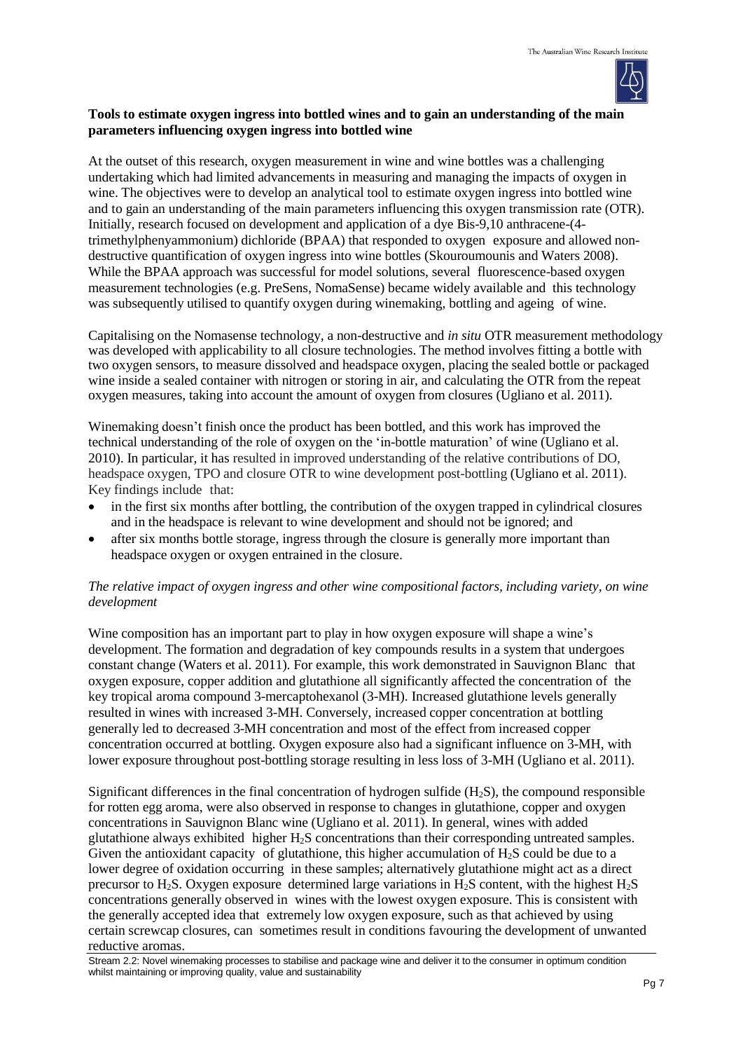**Tools to estimate oxygen ingress into bottled wines and to gain an understanding of the main parameters influencing oxygen ingress into bottled wine**

At the outset of this research, oxygen measurement in wine and wine bottles was a challenging undertaking which had limited advancements in measuring and managing the impacts of oxygen in wine. The objectives were to develop an analytical tool to estimate oxygen ingress into bottled wine and to gain an understanding of the main parameters influencing this oxygen transmission rate (OTR). Initially, research focused on development and application of a dye Bis-9,10 anthracene-(4-trimethylphenyammonium) dichloride (BPAA) that responded to oxygen exposure and allowed non-destructive quantification of oxygen ingress into wine bottles (Skouroumounis and Waters 2008). While the BPAA approach was successful for model solutions, several fluorescence-based oxygen measurement technologies (e.g. PreSens, NomaSense) became widely available and this technology was subsequently utilised to quantify oxygen during winemaking, bottling and ageing of wine.

Capitalising on the Nomasense technology, a non-destructive and *in situ* OTR measurement methodology was developed with applicability to all closure technologies. The method involves fitting a bottle with two oxygen sensors, to measure dissolved and headspace oxygen, placing the sealed bottle or packaged wine inside a sealed container with nitrogen or storing in air, and calculating the OTR from the repeat oxygen measures, taking into account the amount of oxygen from closures (Ugliano et al. 2011).

Winemaking doesn't finish once the product has been bottled, and this work has improved the technical understanding of the role of oxygen on the 'in-bottle maturation' of wine (Ugliano et al. 2010). In particular, it has resulted in improved understanding of the relative contributions of DO, headspace oxygen, TPO and closure OTR to wine development post-bottling (Ugliano et al. 2011). Key findings include that:

- in the first six months after bottling, the contribution of the oxygen trapped in cylindrical closures and in the headspace is relevant to wine development and should not be ignored; and
- after six months bottle storage, ingress through the closure is generally more important than headspace oxygen or oxygen entrained in the closure.

*The relative impact of oxygen ingress and other wine compositional factors, including variety, on wine development*

Wine composition has an important part to play in how oxygen exposure will shape a wine's development. The formation and degradation of key compounds results in a system that undergoes constant change (Waters et al. 2011). For example, this work demonstrated in Sauvignon Blanc that oxygen exposure, copper addition and glutathione all significantly affected the concentration of the key tropical aroma compound 3-mercaptohexanol (3-MH). Increased glutathione levels generally resulted in wines with increased 3-MH. Conversely, increased copper concentration at bottling generally led to decreased 3-MH concentration and most of the effect from increased copper concentration occurred at bottling. Oxygen exposure also had a significant influence on 3-MH, with lower exposure throughout post-bottling storage resulting in less loss of 3-MH (Ugliano et al. 2011).

Significant differences in the final concentration of hydrogen sulfide ($H_2S$), the compound responsible for rotten egg aroma, were also observed in response to changes in glutathione, copper and oxygen concentrations in Sauvignon Blanc wine (Ugliano et al. 2011). In general, wines with added glutathione always exhibited higher $H_2S$ concentrations than their corresponding untreated samples. Given the antioxidant capacity of glutathione, this higher accumulation of $H_2S$ could be due to a lower degree of oxidation occurring in these samples; alternatively glutathione might act as a direct precursor to $H_2S$. Oxygen exposure determined large variations in $H_2S$ content, with the highest $H_2S$ concentrations generally observed in wines with the lowest oxygen exposure. This is consistent with the generally accepted idea that extremely low oxygen exposure, such as that achieved by using certain screwcap closures, can sometimes result in conditions favouring the development of unwanted reductive aromas.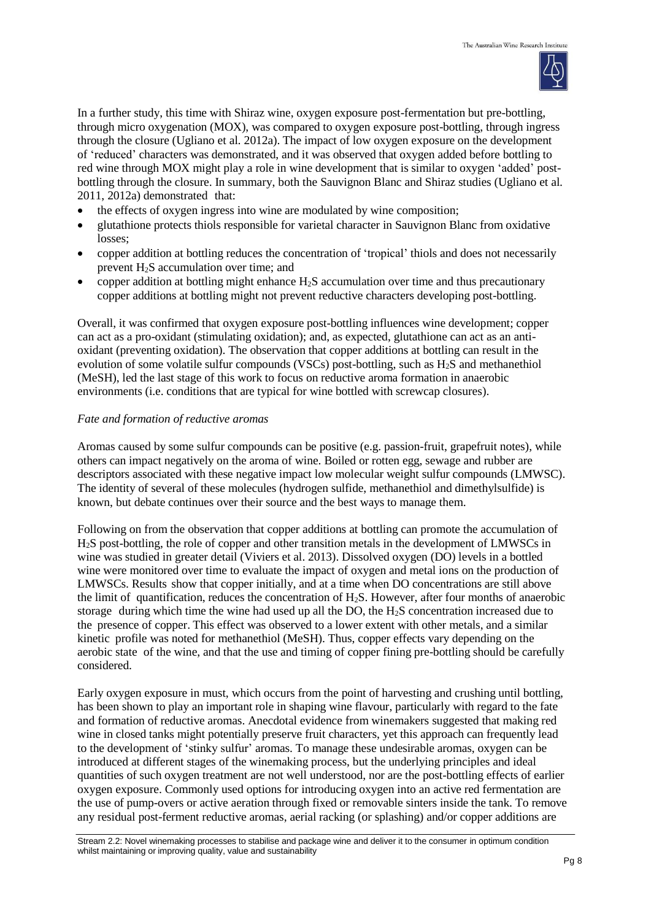In a further study, this time with Shiraz wine, oxygen exposure post-fermentation but pre-bottling, through micro oxygenation (MOX), was compared to oxygen exposure post-bottling, through ingress through the closure (Ugliano et al. 2012a). The impact of low oxygen exposure on the development of 'reduced' characters was demonstrated, and it was observed that oxygen added before bottling to red wine through MOX might play a role in wine development that is similar to oxygen 'added' post-bottling through the closure. In summary, both the Sauvignon Blanc and Shiraz studies (Ugliano et al. 2011, 2012a) demonstrated that:

- the effects of oxygen ingress into wine are modulated by wine composition;
- glutathione protects thiols responsible for varietal character in Sauvignon Blanc from oxidative losses;
- copper addition at bottling reduces the concentration of 'tropical' thiols and does not necessarily prevent $H_2S$ accumulation over time; and
- copper addition at bottling might enhance $H_2S$ accumulation over time and thus precautionary copper additions at bottling might not prevent reductive characters developing post-bottling.

Overall, it was confirmed that oxygen exposure post-bottling influences wine development; copper can act as a pro-oxidant (stimulating oxidation); and, as expected, glutathione can act as an anti-oxidant (preventing oxidation). The observation that copper additions at bottling can result in the evolution of some volatile sulfur compounds (VSCs) post-bottling, such as $H_2S$ and methanethiol (MeSH), led the last stage of this work to focus on reductive aroma formation in anaerobic environments (i.e. conditions that are typical for wine bottled with screwcap closures).

*Fate and formation of reductive aromas*

Aromas caused by some sulfur compounds can be positive (e.g. passion-fruit, grapefruit notes), while others can impact negatively on the aroma of wine. Boiled or rotten egg, sewage and rubber are descriptors associated with these negative impact low molecular weight sulfur compounds (LMWSC). The identity of several of these molecules (hydrogen sulfide, methanethiol and dimethylsulfide) is known, but debate continues over their source and the best ways to manage them.

Following on from the observation that copper additions at bottling can promote the accumulation of $H_2S$ post-bottling, the role of copper and other transition metals in the development of LMWSCs in wine was studied in greater detail (Viviers et al. 2013). Dissolved oxygen (DO) levels in a bottled wine were monitored over time to evaluate the impact of oxygen and metal ions on the production of LMWSCs. Results show that copper initially, and at a time when DO concentrations are still above the limit of quantification, reduces the concentration of $H_2S$. However, after four months of anaerobic storage during which time the wine had used up all the DO, the $H_2S$ concentration increased due to the presence of copper. This effect was observed to a lower extent with other metals, and a similar kinetic profile was noted for methanethiol (MeSH). Thus, copper effects vary depending on the aerobic state of the wine, and that the use and timing of copper fining pre-bottling should be carefully considered.

Early oxygen exposure in must, which occurs from the point of harvesting and crushing until bottling, has been shown to play an important role in shaping wine flavour, particularly with regard to the fate and formation of reductive aromas. Anecdotal evidence from winemakers suggested that making red wine in closed tanks might potentially preserve fruit characters, yet this approach can frequently lead to the development of 'stinky sulfur' aromas. To manage these undesirable aromas, oxygen can be introduced at different stages of the winemaking process, but the underlying principles and ideal quantities of such oxygen treatment are not well understood, nor are the post-bottling effects of earlier oxygen exposure. Commonly used options for introducing oxygen into an active red fermentation are the use of pump-overs or active aeration through fixed or removable sinters inside the tank. To remove any residual post-ferment reductive aromas, aerial racking (or splashing) and/or copper additions are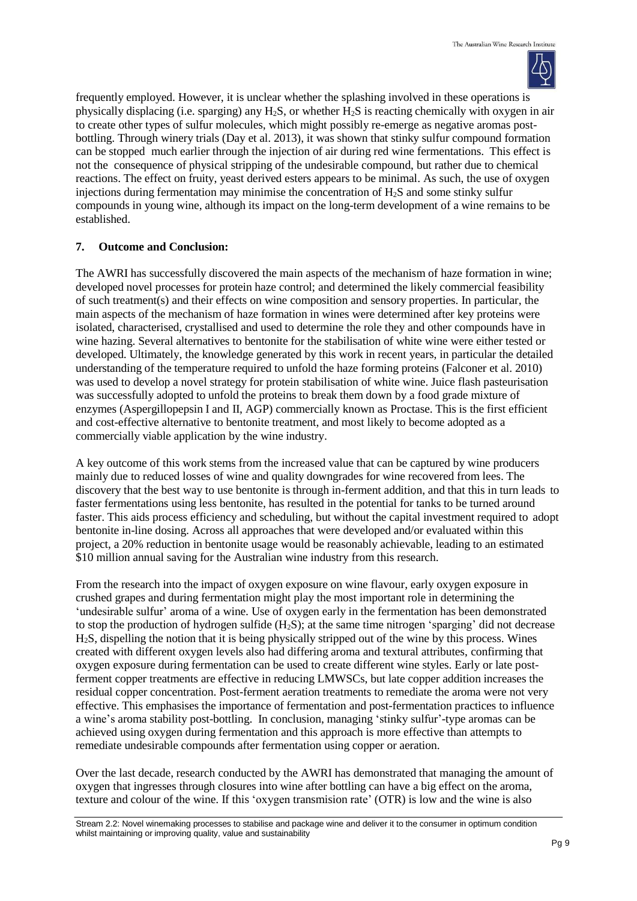frequently employed. However, it is unclear whether the splashing involved in these operations is physically displacing (i.e. sparging) any $H_2S$, or whether $H_2S$ is reacting chemically with oxygen in air to create other types of sulfur molecules, which might possibly re-emerge as negative aromas post-bottling. Through winery trials (Day et al. 2013), it was shown that stinky sulfur compound formation can be stopped much earlier through the injection of air during red wine fermentations. This effect is not the consequence of physical stripping of the undesirable compound, but rather due to chemical reactions. The effect on fruity, yeast derived esters appears to be minimal. As such, the use of oxygen injections during fermentation may minimise the concentration of $H_2S$ and some stinky sulfur compounds in young wine, although its impact on the long-term development of a wine remains to be established.

## 7. Outcome and Conclusion:

The AWRI has successfully discovered the main aspects of the mechanism of haze formation in wine; developed novel processes for protein haze control; and determined the likely commercial feasibility of such treatment(s) and their effects on wine composition and sensory properties. In particular, the main aspects of the mechanism of haze formation in wines were determined after key proteins were isolated, characterised, crystallised and used to determine the role they and other compounds have in wine hazing. Several alternatives to bentonite for the stabilisation of white wine were either tested or developed. Ultimately, the knowledge generated by this work in recent years, in particular the detailed understanding of the temperature required to unfold the haze forming proteins (Falconer et al. 2010) was used to develop a novel strategy for protein stabilisation of white wine. Juice flash pasteurisation was successfully adopted to unfold the proteins to break them down by a food grade mixture of enzymes (Aspergillopepsin I and II, AGP) commercially known as Proctase. This is the first efficient and cost-effective alternative to bentonite treatment, and most likely to become adopted as a commercially viable application by the wine industry.

A key outcome of this work stems from the increased value that can be captured by wine producers mainly due to reduced losses of wine and quality downgrades for wine recovered from lees. The discovery that the best way to use bentonite is through in-ferment addition, and that this in turn leads to faster fermentations using less bentonite, has resulted in the potential for tanks to be turned around faster. This aids process efficiency and scheduling, but without the capital investment required to adopt bentonite in-line dosing. Across all approaches that were developed and/or evaluated within this project, a 20% reduction in bentonite usage would be reasonably achievable, leading to an estimated $10 million annual saving for the Australian wine industry from this research.

From the research into the impact of oxygen exposure on wine flavour, early oxygen exposure in crushed grapes and during fermentation might play the most important role in determining the 'undesirable sulfur' aroma of a wine. Use of oxygen early in the fermentation has been demonstrated to stop the production of hydrogen sulfide ($H_2S$); at the same time nitrogen 'sparging' did not decrease $H_2S$, dispelling the notion that it is being physically stripped out of the wine by this process. Wines created with different oxygen levels also had differing aroma and textural attributes, confirming that oxygen exposure during fermentation can be used to create different wine styles. Early or late post-ferment copper treatments are effective in reducing LMWSCs, but late copper addition increases the residual copper concentration. Post-ferment aeration treatments to remediate the aroma were not very effective. This emphasises the importance of fermentation and post-fermentation practices to influence a wine's aroma stability post-bottling. In conclusion, managing 'stinky sulfur'-type aromas can be achieved using oxygen during fermentation and this approach is more effective than attempts to remediate undesirable compounds after fermentation using copper or aeration.

Over the last decade, research conducted by the AWRI has demonstrated that managing the amount of oxygen that ingresses through closures into wine after bottling can have a big effect on the aroma, texture and colour of the wine. If this 'oxygen transmision rate' (OTR) is low and the wine is also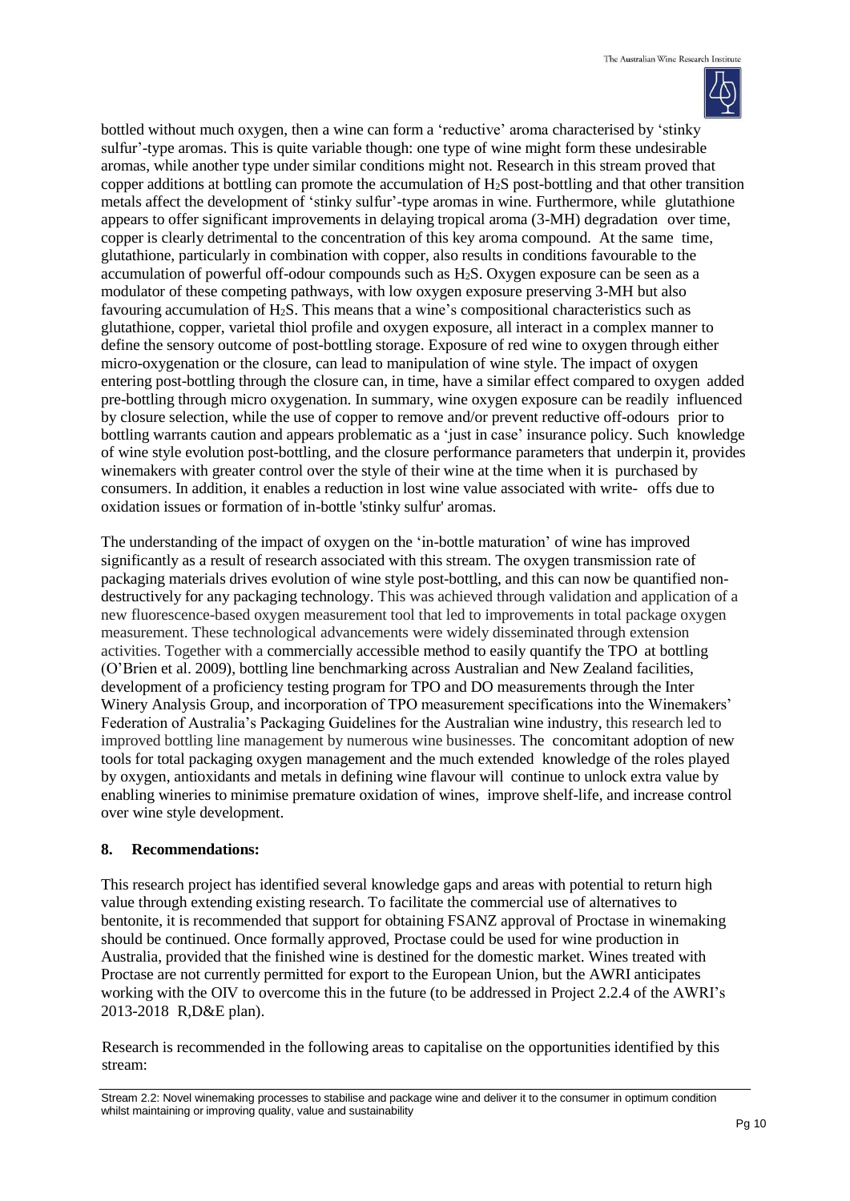bottled without much oxygen, then a wine can form a 'reductive' aroma characterised by 'stinky sulfur'-type aromas. This is quite variable though: one type of wine might form these undesirable aromas, while another type under similar conditions might not. Research in this stream proved that copper additions at bottling can promote the accumulation of $H_2S$ post-bottling and that other transition metals affect the development of 'stinky sulfur'-type aromas in wine. Furthermore, while glutathione appears to offer significant improvements in delaying tropical aroma (3-MH) degradation over time, copper is clearly detrimental to the concentration of this key aroma compound. At the same time, glutathione, particularly in combination with copper, also results in conditions favourable to the accumulation of powerful off-odour compounds such as $H_2S$. Oxygen exposure can be seen as a modulator of these competing pathways, with low oxygen exposure preserving 3-MH but also favouring accumulation of $H_2S$. This means that a wine's compositional characteristics such as glutathione, copper, varietal thiol profile and oxygen exposure, all interact in a complex manner to define the sensory outcome of post-bottling storage. Exposure of red wine to oxygen through either micro-oxygenation or the closure, can lead to manipulation of wine style. The impact of oxygen entering post-bottling through the closure can, in time, have a similar effect compared to oxygen added pre-bottling through micro oxygenation. In summary, wine oxygen exposure can be readily influenced by closure selection, while the use of copper to remove and/or prevent reductive off-odours prior to bottling warrants caution and appears problematic as a 'just in case' insurance policy. Such knowledge of wine style evolution post-bottling, and the closure performance parameters that underpin it, provides winemakers with greater control over the style of their wine at the time when it is purchased by consumers. In addition, it enables a reduction in lost wine value associated with write- offs due to oxidation issues or formation of in-bottle 'stinky sulfur' aromas.

The understanding of the impact of oxygen on the 'in-bottle maturation' of wine has improved significantly as a result of research associated with this stream. The oxygen transmission rate of packaging materials drives evolution of wine style post-bottling, and this can now be quantified non-destructively for any packaging technology. This was achieved through validation and application of a new fluorescence-based oxygen measurement tool that led to improvements in total package oxygen measurement. These technological advancements were widely disseminated through extension activities. Together with a commercially accessible method to easily quantify the TPO at bottling (O'Brien et al. 2009), bottling line benchmarking across Australian and New Zealand facilities, development of a proficiency testing program for TPO and DO measurements through the Inter Winery Analysis Group, and incorporation of TPO measurement specifications into the Winemakers' Federation of Australia's Packaging Guidelines for the Australian wine industry, this research led to improved bottling line management by numerous wine businesses. The concomitant adoption of new tools for total packaging oxygen management and the much extended knowledge of the roles played by oxygen, antioxidants and metals in defining wine flavour will continue to unlock extra value by enabling wineries to minimise premature oxidation of wines, improve shelf-life, and increase control over wine style development.

## 8. Recommendations:

This research project has identified several knowledge gaps and areas with potential to return high value through extending existing research. To facilitate the commercial use of alternatives to bentonite, it is recommended that support for obtaining FSANZ approval of Proctase in winemaking should be continued. Once formally approved, Proctase could be used for wine production in Australia, provided that the finished wine is destined for the domestic market. Wines treated with Proctase are not currently permitted for export to the European Union, but the AWRI anticipates working with the OIV to overcome this in the future (to be addressed in Project 2.2.4 of the AWRI's 2013-2018 R,D&E plan).

Research is recommended in the following areas to capitalise on the opportunities identified by this stream: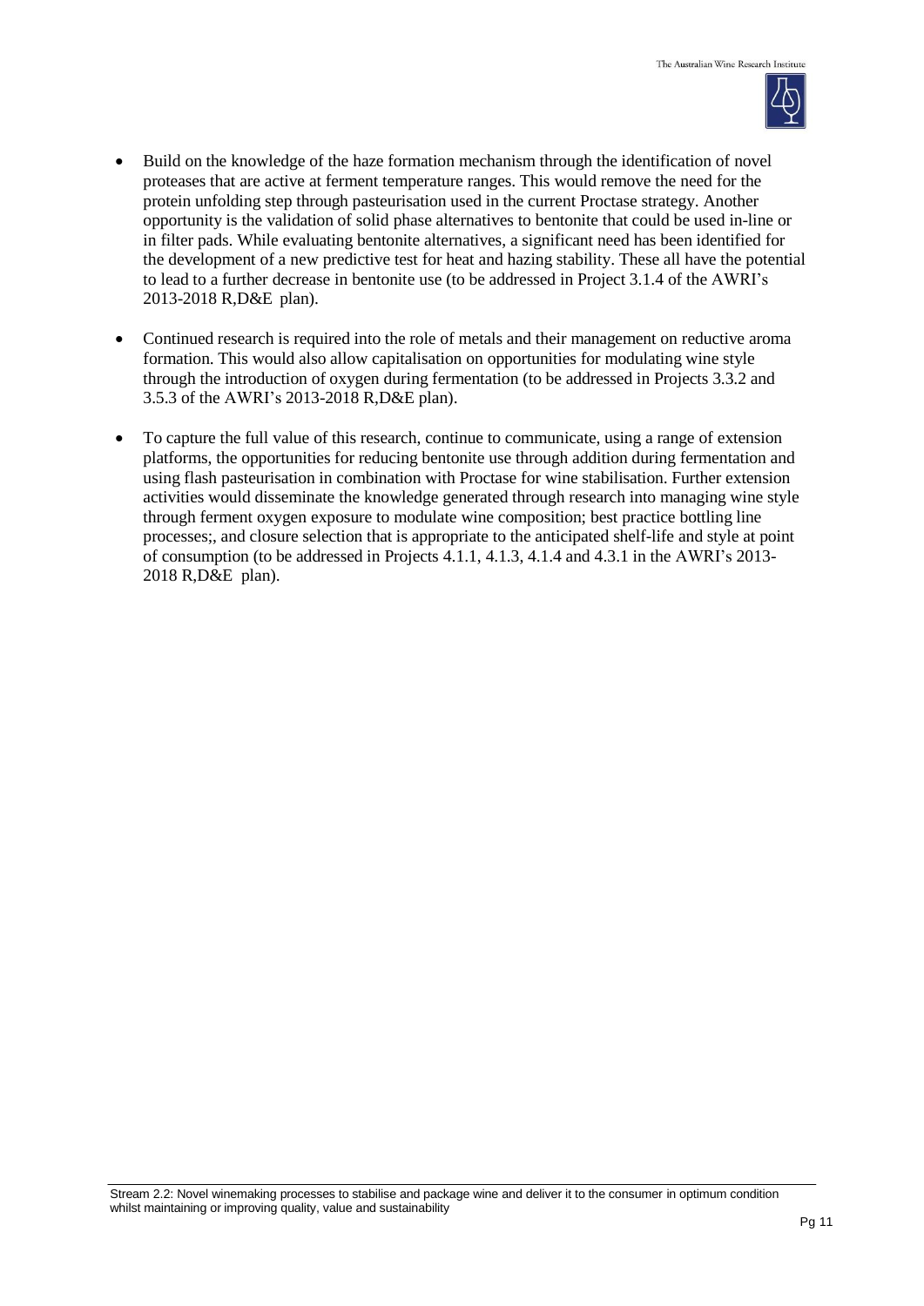- Build on the knowledge of the haze formation mechanism through the identification of novel proteases that are active at ferment temperature ranges. This would remove the need for the protein unfolding step through pasteurisation used in the current Proctase strategy. Another opportunity is the validation of solid phase alternatives to bentonite that could be used in-line or in filter pads. While evaluating bentonite alternatives, a significant need has been identified for the development of a new predictive test for heat and hazing stability. These all have the potential to lead to a further decrease in bentonite use (to be addressed in Project 3.1.4 of the AWRI's 2013-2018 R,D&E plan).

- Continued research is required into the role of metals and their management on reductive aroma formation. This would also allow capitalisation on opportunities for modulating wine style through the introduction of oxygen during fermentation (to be addressed in Projects 3.3.2 and 3.5.3 of the AWRI's 2013-2018 R,D&E plan).

- To capture the full value of this research, continue to communicate, using a range of extension platforms, the opportunities for reducing bentonite use through addition during fermentation and using flash pasteurisation in combination with Proctase for wine stabilisation. Further extension activities would disseminate the knowledge generated through research into managing wine style through ferment oxygen exposure to modulate wine composition; best practice bottling line processes;, and closure selection that is appropriate to the anticipated shelf-life and style at point of consumption (to be addressed in Projects 4.1.1, 4.1.3, 4.1.4 and 4.3.1 in the AWRI's 2013-2018 R,D&E plan).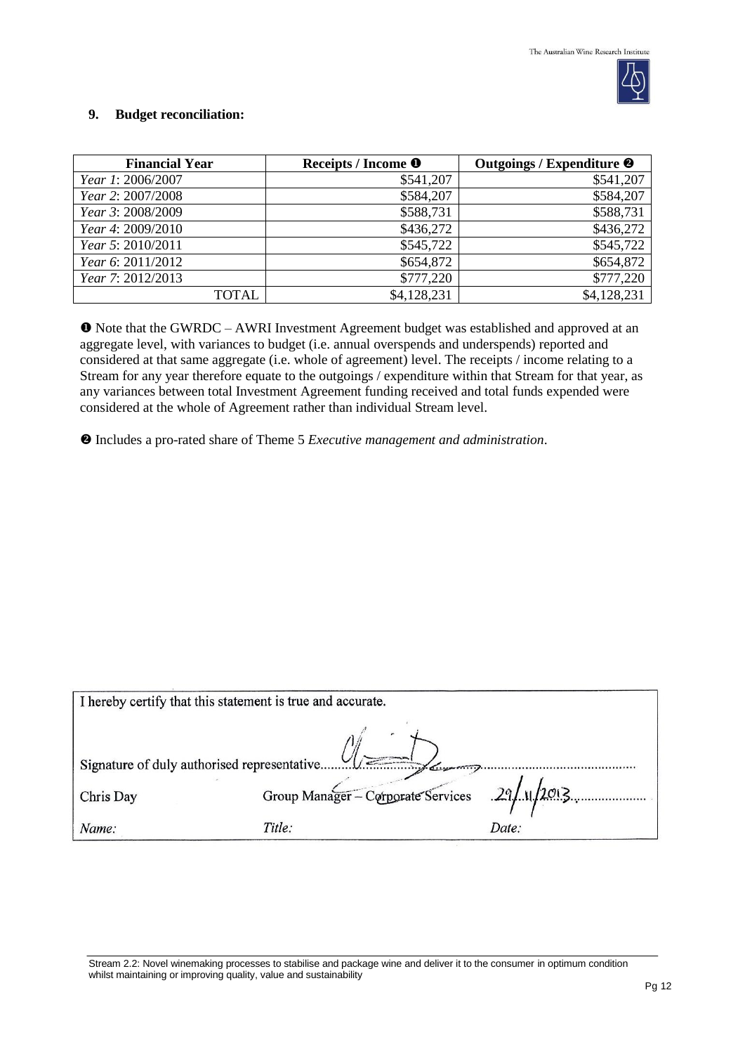### 9. Budget reconciliation:

| Financial Year | Receipts / Income ❶ | Outgoings / Expenditure ❷ |
|---|---|---|
| *Year 1*: 2006/2007 | $541,207 | $541,207 |
| *Year 2*: 2007/2008 | $584,207 | $584,207 |
| *Year 3*: 2008/2009 | $588,731 | $588,731 |
| *Year 4*: 2009/2010 | $436,272 | $436,272 |
| *Year 5*: 2010/2011 | $545,722 | $545,722 |
| *Year 6*: 2011/2012 | $654,872 | $654,872 |
| *Year 7*: 2012/2013 | $777,220 | $777,220 |
| TOTAL | $4,128,231 | $4,128,231 |

❶ Note that the GWRDC – AWRI Investment Agreement budget was established and approved at an aggregate level, with variances to budget (i.e. annual overspends and underspends) reported and considered at that same aggregate (i.e. whole of agreement) level. The receipts / income relating to a Stream for any year therefore equate to the outgoings / expenditure within that Stream for that year, as any variances between total Investment Agreement funding received and total funds expended were considered at the whole of Agreement rather than individual Stream level.

❷ Includes a pro-rated share of Theme 5 *Executive management and administration*.

I hereby certify that this statement is true and accurate.

Signature of duly authorised representative........................................................

| Chris Day | Group Manager – Corporate Services | 29/11/2013 |
|---|---|---|
| *Name:* | *Title:* | *Date:* |

Stream 2.2: Novel winemaking processes to stabilise and package wine and deliver it to the consumer in optimum condition whilst maintaining or improving quality, value and sustainability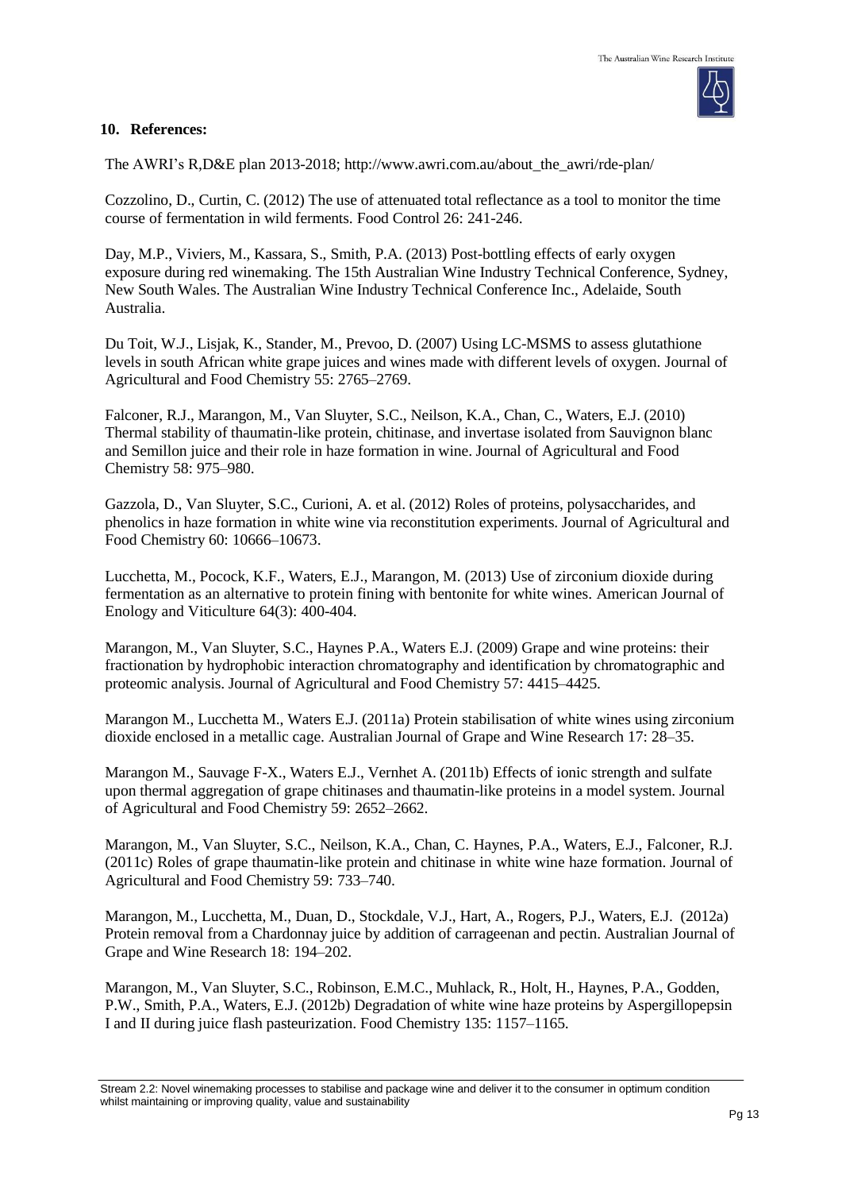## 10. References:

The AWRI's R,D&E plan 2013-2018; http://www.awri.com.au/about_the_awri/rde-plan/

Cozzolino, D., Curtin, C. (2012) The use of attenuated total reflectance as a tool to monitor the time course of fermentation in wild ferments. Food Control 26: 241-246.

Day, M.P., Viviers, M., Kassara, S., Smith, P.A. (2013) Post-bottling effects of early oxygen exposure during red winemaking. The 15th Australian Wine Industry Technical Conference, Sydney, New South Wales. The Australian Wine Industry Technical Conference Inc., Adelaide, South Australia.

Du Toit, W.J., Lisjak, K., Stander, M., Prevoo, D. (2007) Using LC-MSMS to assess glutathione levels in south African white grape juices and wines made with different levels of oxygen. Journal of Agricultural and Food Chemistry 55: 2765–2769.

Falconer, R.J., Marangon, M., Van Sluyter, S.C., Neilson, K.A., Chan, C., Waters, E.J. (2010) Thermal stability of thaumatin-like protein, chitinase, and invertase isolated from Sauvignon blanc and Semillon juice and their role in haze formation in wine. Journal of Agricultural and Food Chemistry 58: 975–980.

Gazzola, D., Van Sluyter, S.C., Curioni, A. et al. (2012) Roles of proteins, polysaccharides, and phenolics in haze formation in white wine via reconstitution experiments. Journal of Agricultural and Food Chemistry 60: 10666–10673.

Lucchetta, M., Pocock, K.F., Waters, E.J., Marangon, M. (2013) Use of zirconium dioxide during fermentation as an alternative to protein fining with bentonite for white wines. American Journal of Enology and Viticulture 64(3): 400-404.

Marangon, M., Van Sluyter, S.C., Haynes P.A., Waters E.J. (2009) Grape and wine proteins: their fractionation by hydrophobic interaction chromatography and identification by chromatographic and proteomic analysis. Journal of Agricultural and Food Chemistry 57: 4415–4425.

Marangon M., Lucchetta M., Waters E.J. (2011a) Protein stabilisation of white wines using zirconium dioxide enclosed in a metallic cage. Australian Journal of Grape and Wine Research 17: 28–35.

Marangon M., Sauvage F-X., Waters E.J., Vernhet A. (2011b) Effects of ionic strength and sulfate upon thermal aggregation of grape chitinases and thaumatin-like proteins in a model system. Journal of Agricultural and Food Chemistry 59: 2652–2662.

Marangon, M., Van Sluyter, S.C., Neilson, K.A., Chan, C. Haynes, P.A., Waters, E.J., Falconer, R.J. (2011c) Roles of grape thaumatin-like protein and chitinase in white wine haze formation. Journal of Agricultural and Food Chemistry 59: 733–740.

Marangon, M., Lucchetta, M., Duan, D., Stockdale, V.J., Hart, A., Rogers, P.J., Waters, E.J. (2012a) Protein removal from a Chardonnay juice by addition of carrageenan and pectin. Australian Journal of Grape and Wine Research 18: 194–202.

Marangon, M., Van Sluyter, S.C., Robinson, E.M.C., Muhlack, R., Holt, H., Haynes, P.A., Godden, P.W., Smith, P.A., Waters, E.J. (2012b) Degradation of white wine haze proteins by Aspergillopepsin I and II during juice flash pasteurization. Food Chemistry 135: 1157–1165.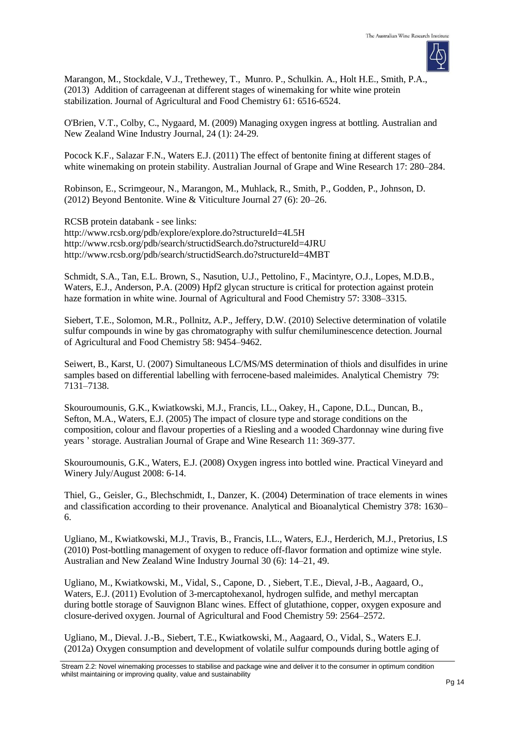Marangon, M., Stockdale, V.J., Trethewey, T., Munro. P., Schulkin. A., Holt H.E., Smith, P.A., (2013) Addition of carrageenan at different stages of winemaking for white wine protein stabilization. Journal of Agricultural and Food Chemistry 61: 6516-6524.

O'Brien, V.T., Colby, C., Nygaard, M. (2009) Managing oxygen ingress at bottling. Australian and New Zealand Wine Industry Journal, 24 (1): 24-29.

Pocock K.F., Salazar F.N., Waters E.J. (2011) The effect of bentonite fining at different stages of white winemaking on protein stability. Australian Journal of Grape and Wine Research 17: 280–284.

Robinson, E., Scrimgeour, N., Marangon, M., Muhlack, R., Smith, P., Godden, P., Johnson, D. (2012) Beyond Bentonite. Wine & Viticulture Journal 27 (6): 20–26.

RCSB protein databank - see links:
http://www.rcsb.org/pdb/explore/explore.do?structureId=4L5H
http://www.rcsb.org/pdb/search/structidSearch.do?structureId=4JRU
http://www.rcsb.org/pdb/search/structidSearch.do?structureId=4MBT

Schmidt, S.A., Tan, E.L. Brown, S., Nasution, U.J., Pettolino, F., Macintyre, O.J., Lopes, M.D.B., Waters, E.J., Anderson, P.A. (2009) Hpf2 glycan structure is critical for protection against protein haze formation in white wine. Journal of Agricultural and Food Chemistry 57: 3308–3315.

Siebert, T.E., Solomon, M.R., Pollnitz, A.P., Jeffery, D.W. (2010) Selective determination of volatile sulfur compounds in wine by gas chromatography with sulfur chemiluminescence detection. Journal of Agricultural and Food Chemistry 58: 9454–9462.

Seiwert, B., Karst, U. (2007) Simultaneous LC/MS/MS determination of thiols and disulfides in urine samples based on differential labelling with ferrocene-based maleimides. Analytical Chemistry 79: 7131–7138.

Skouroumounis, G.K., Kwiatkowski, M.J., Francis, I.L., Oakey, H., Capone, D.L., Duncan, B., Sefton, M.A., Waters, E.J. (2005) The impact of closure type and storage conditions on the composition, colour and flavour properties of a Riesling and a wooded Chardonnay wine during five years ' storage. Australian Journal of Grape and Wine Research 11: 369-377.

Skouroumounis, G.K., Waters, E.J. (2008) Oxygen ingress into bottled wine. Practical Vineyard and Winery July/August 2008: 6-14.

Thiel, G., Geisler, G., Blechschmidt, I., Danzer, K. (2004) Determination of trace elements in wines and classification according to their provenance. Analytical and Bioanalytical Chemistry 378: 1630–6.

Ugliano, M., Kwiatkowski, M.J., Travis, B., Francis, I.L., Waters, E.J., Herderich, M.J., Pretorius, I.S (2010) Post-bottling management of oxygen to reduce off-flavor formation and optimize wine style. Australian and New Zealand Wine Industry Journal 30 (6): 14–21, 49.

Ugliano, M., Kwiatkowski, M., Vidal, S., Capone, D. , Siebert, T.E., Dieval, J-B., Aagaard, O., Waters, E.J. (2011) Evolution of 3-mercaptohexanol, hydrogen sulfide, and methyl mercaptan during bottle storage of Sauvignon Blanc wines. Effect of glutathione, copper, oxygen exposure and closure-derived oxygen. Journal of Agricultural and Food Chemistry 59: 2564–2572.

Ugliano, M., Dieval. J.-B., Siebert, T.E., Kwiatkowski, M., Aagaard, O., Vidal, S., Waters E.J. (2012a) Oxygen consumption and development of volatile sulfur compounds during bottle aging of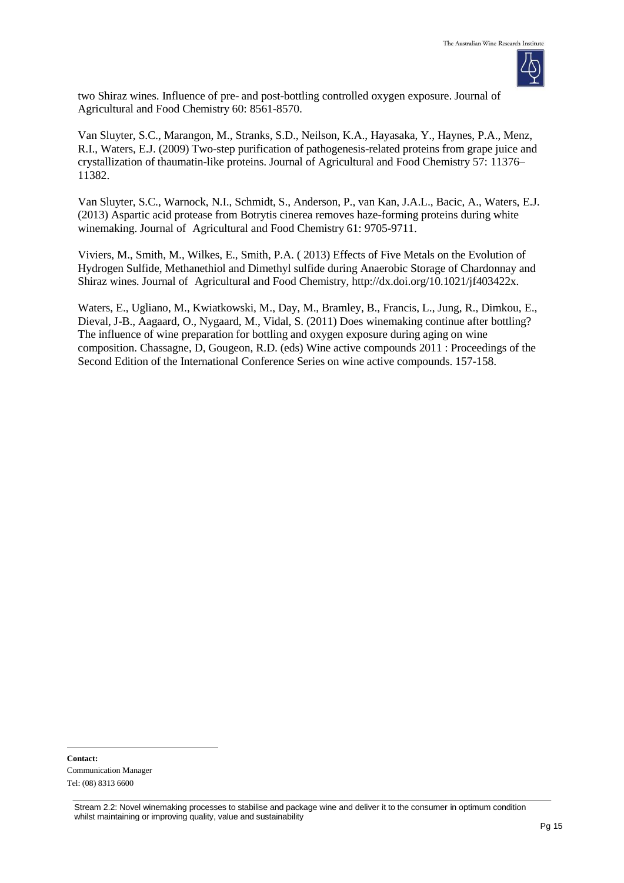two Shiraz wines. Influence of pre- and post-bottling controlled oxygen exposure. Journal of Agricultural and Food Chemistry 60: 8561-8570.

Van Sluyter, S.C., Marangon, M., Stranks, S.D., Neilson, K.A., Hayasaka, Y., Haynes, P.A., Menz, R.I., Waters, E.J. (2009) Two-step purification of pathogenesis-related proteins from grape juice and crystallization of thaumatin-like proteins. Journal of Agricultural and Food Chemistry 57: 11376–11382.

Van Sluyter, S.C., Warnock, N.I., Schmidt, S., Anderson, P., van Kan, J.A.L., Bacic, A., Waters, E.J. (2013) Aspartic acid protease from Botrytis cinerea removes haze-forming proteins during white winemaking. Journal of Agricultural and Food Chemistry 61: 9705-9711.

Viviers, M., Smith, M., Wilkes, E., Smith, P.A. ( 2013) Effects of Five Metals on the Evolution of Hydrogen Sulfide, Methanethiol and Dimethyl sulfide during Anaerobic Storage of Chardonnay and Shiraz wines. Journal of Agricultural and Food Chemistry, http://dx.doi.org/10.1021/jf403422x.

Waters, E., Ugliano, M., Kwiatkowski, M., Day, M., Bramley, B., Francis, L., Jung, R., Dimkou, E., Dieval, J-B., Aagaard, O., Nygaard, M., Vidal, S. (2011) Does winemaking continue after bottling? The influence of wine preparation for bottling and oxygen exposure during aging on wine composition. Chassagne, D, Gougeon, R.D. (eds) Wine active compounds 2011 : Proceedings of the Second Edition of the International Conference Series on wine active compounds. 157-158.

---

**Contact:**
Communication Manager
Tel: (08) 8313 6600